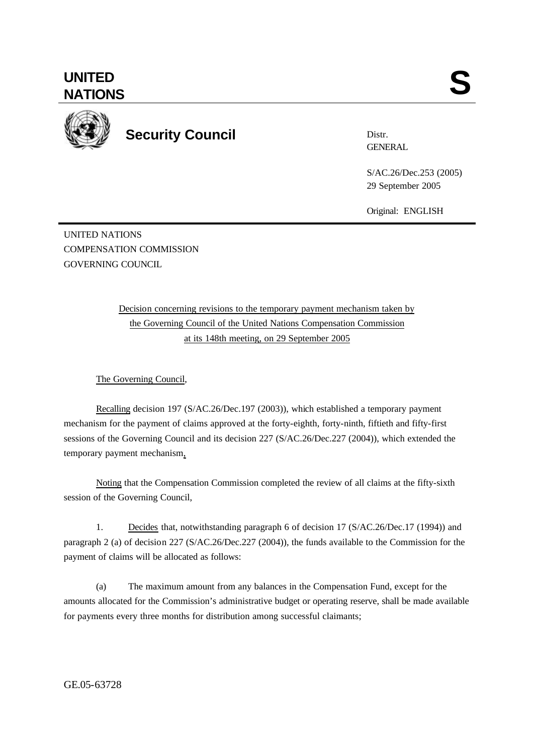**UNITED NATIONS** **S**

**Security Council**

Distr.
GENERAL

S/AC.26/Dec.253 (2005)
29 September 2005

Original: ENGLISH

UNITED NATIONS
COMPENSATION COMMISSION
GOVERNING COUNCIL

Decision concerning revisions to the temporary payment mechanism taken by the Governing Council of the United Nations Compensation Commission at its 148th meeting, on 29 September 2005

The Governing Council,

Recalling decision 197 (S/AC.26/Dec.197 (2003)), which established a temporary payment mechanism for the payment of claims approved at the forty-eighth, forty-ninth, fiftieth and fifty-first sessions of the Governing Council and its decision 227 (S/AC.26/Dec.227 (2004)), which extended the temporary payment mechanism,

Noting that the Compensation Commission completed the review of all claims at the fifty-sixth session of the Governing Council,

1. Decides that, notwithstanding paragraph 6 of decision 17 (S/AC.26/Dec.17 (1994)) and paragraph 2 (a) of decision 227 (S/AC.26/Dec.227 (2004)), the funds available to the Commission for the payment of claims will be allocated as follows:

(a) The maximum amount from any balances in the Compensation Fund, except for the amounts allocated for the Commission's administrative budget or operating reserve, shall be made available for payments every three months for distribution among successful claimants;

GE.05-63728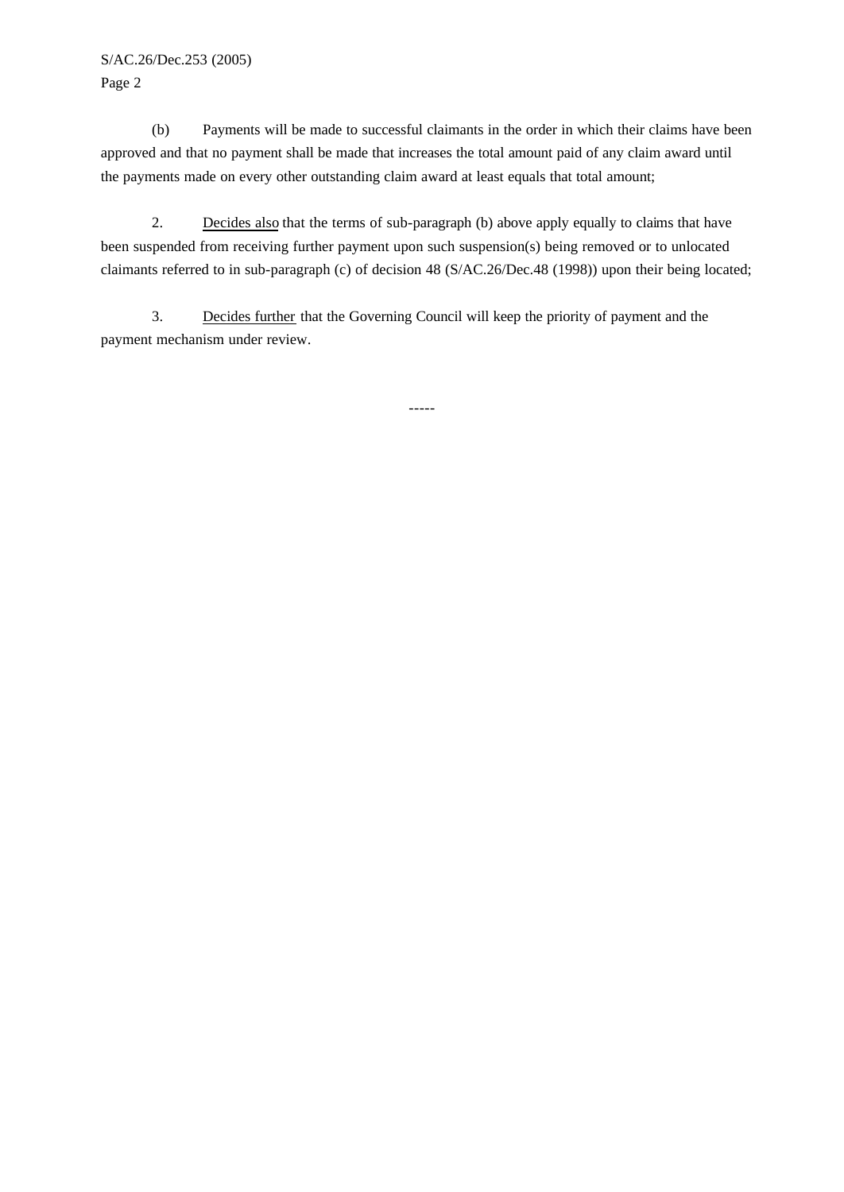(b) Payments will be made to successful claimants in the order in which their claims have been approved and that no payment shall be made that increases the total amount paid of any claim award until the payments made on every other outstanding claim award at least equals that total amount;

2. Decides also that the terms of sub-paragraph (b) above apply equally to claims that have been suspended from receiving further payment upon such suspension(s) being removed or to unlocated claimants referred to in sub-paragraph (c) of decision 48 (S/AC.26/Dec.48 (1998)) upon their being located;

3. Decides further that the Governing Council will keep the priority of payment and the payment mechanism under review.

-----